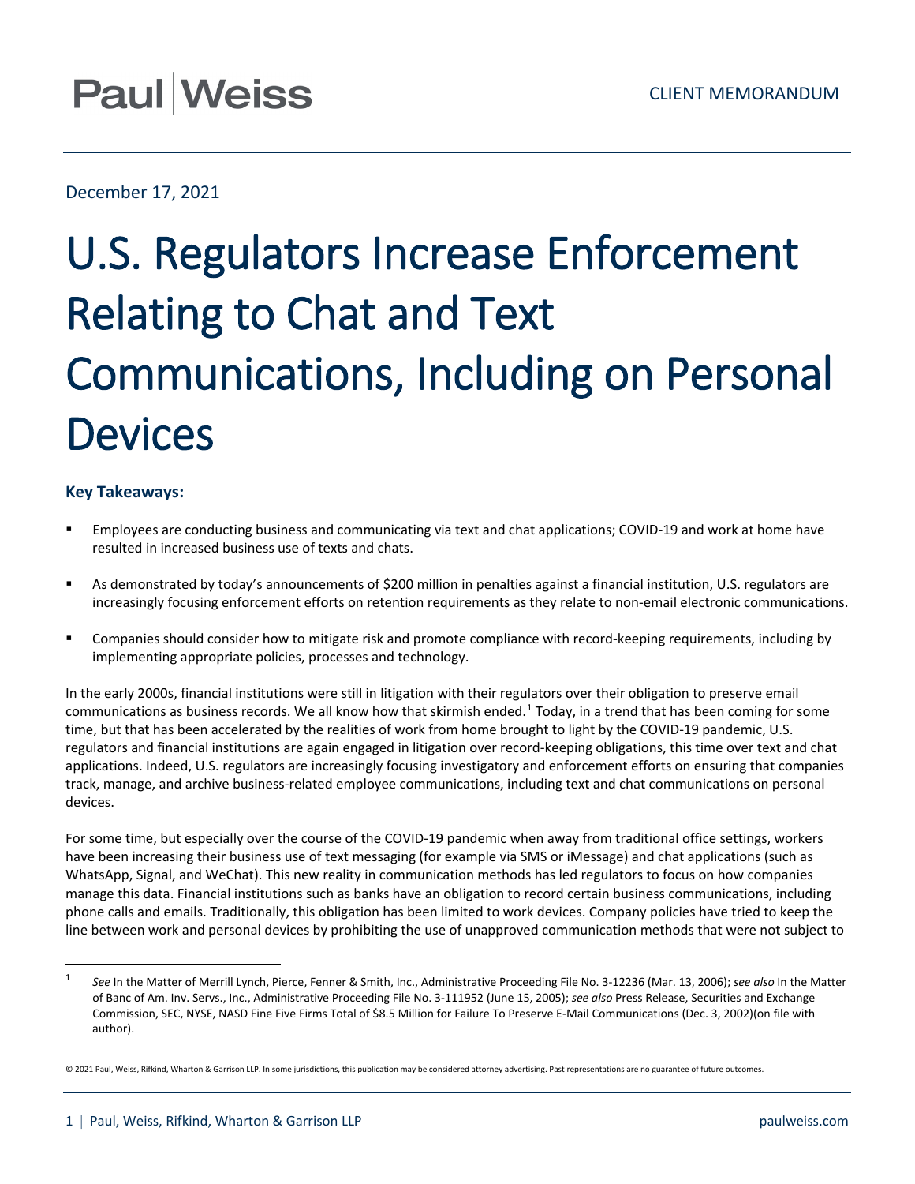Paul | Weiss

CLIENT MEMORANDUM

December 17, 2021

# U.S. Regulators Increase Enforcement Relating to Chat and Text Communications, Including on Personal Devices

### Key Takeaways:

- Employees are conducting business and communicating via text and chat applications; COVID-19 and work at home have resulted in increased business use of texts and chats.
- As demonstrated by today's announcements of $200 million in penalties against a financial institution, U.S. regulators are increasingly focusing enforcement efforts on retention requirements as they relate to non-email electronic communications.
- Companies should consider how to mitigate risk and promote compliance with record-keeping requirements, including by implementing appropriate policies, processes and technology.

In the early 2000s, financial institutions were still in litigation with their regulators over their obligation to preserve email communications as business records. We all know how that skirmish ended.[1] Today, in a trend that has been coming for some time, but that has been accelerated by the realities of work from home brought to light by the COVID-19 pandemic, U.S. regulators and financial institutions are again engaged in litigation over record-keeping obligations, this time over text and chat applications. Indeed, U.S. regulators are increasingly focusing investigatory and enforcement efforts on ensuring that companies track, manage, and archive business-related employee communications, including text and chat communications on personal devices.

For some time, but especially over the course of the COVID-19 pandemic when away from traditional office settings, workers have been increasing their business use of text messaging (for example via SMS or iMessage) and chat applications (such as WhatsApp, Signal, and WeChat). This new reality in communication methods has led regulators to focus on how companies manage this data. Financial institutions such as banks have an obligation to record certain business communications, including phone calls and emails. Traditionally, this obligation has been limited to work devices. Company policies have tried to keep the line between work and personal devices by prohibiting the use of unapproved communication methods that were not subject to

---

[1] *See* In the Matter of Merrill Lynch, Pierce, Fenner & Smith, Inc., Administrative Proceeding File No. 3-12236 (Mar. 13, 2006); *see also* In the Matter of Banc of Am. Inv. Servs., Inc., Administrative Proceeding File No. 3-111952 (June 15, 2005); *see also* Press Release, Securities and Exchange Commission, SEC, NYSE, NASD Fine Five Firms Total of $8.5 Million for Failure To Preserve E-Mail Communications (Dec. 3, 2002)(on file with author).

© 2021 Paul, Weiss, Rifkind, Wharton & Garrison LLP. In some jurisdictions, this publication may be considered attorney advertising. Past representations are no guarantee of future outcomes.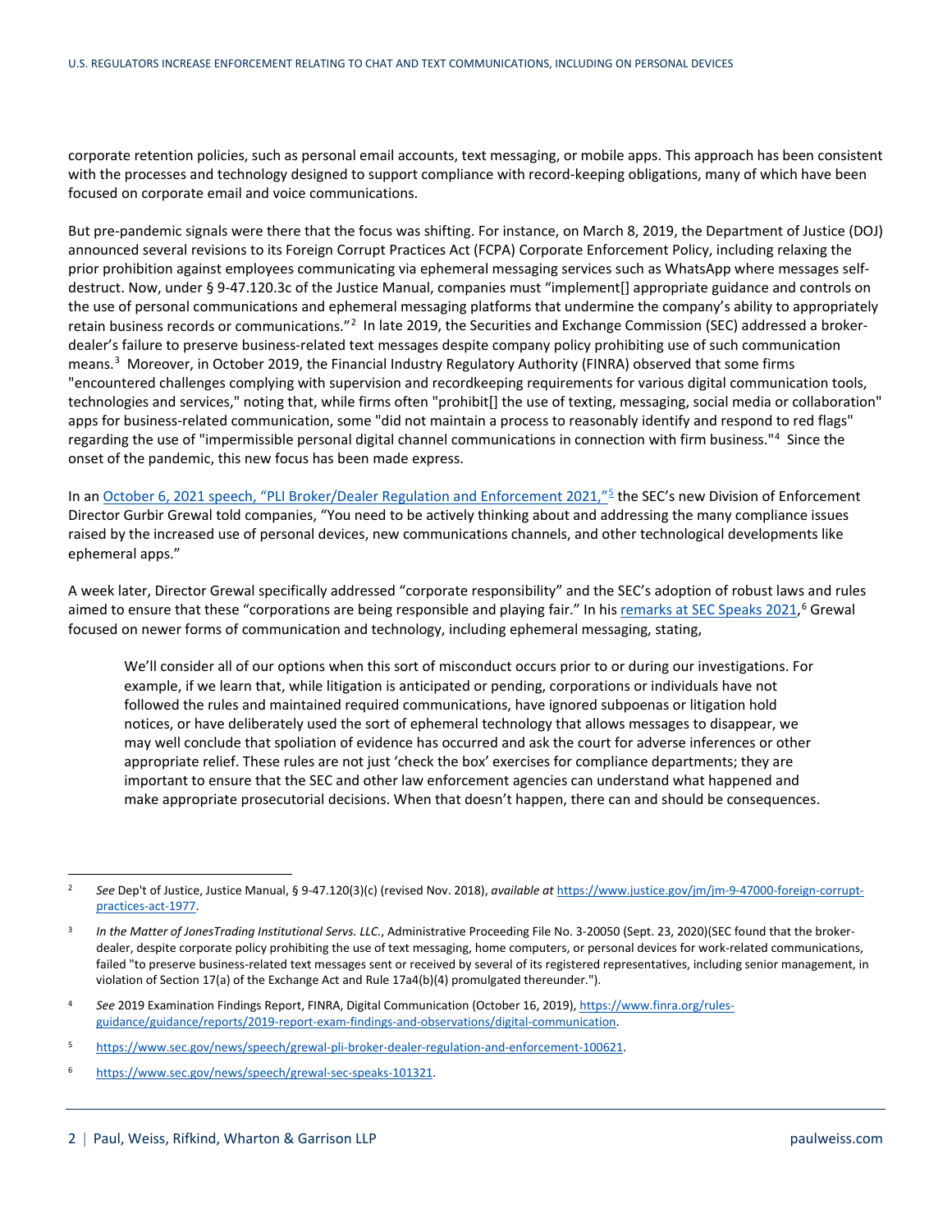corporate retention policies, such as personal email accounts, text messaging, or mobile apps. This approach has been consistent with the processes and technology designed to support compliance with record-keeping obligations, many of which have been focused on corporate email and voice communications.

But pre-pandemic signals were there that the focus was shifting. For instance, on March 8, 2019, the Department of Justice (DOJ) announced several revisions to its Foreign Corrupt Practices Act (FCPA) Corporate Enforcement Policy, including relaxing the prior prohibition against employees communicating via ephemeral messaging services such as WhatsApp where messages self-destruct. Now, under § 9-47.120.3c of the Justice Manual, companies must "implement[] appropriate guidance and controls on the use of personal communications and ephemeral messaging platforms that undermine the company's ability to appropriately retain business records or communications."[2] In late 2019, the Securities and Exchange Commission (SEC) addressed a broker-dealer's failure to preserve business-related text messages despite company policy prohibiting use of such communication means.[3] Moreover, in October 2019, the Financial Industry Regulatory Authority (FINRA) observed that some firms "encountered challenges complying with supervision and recordkeeping requirements for various digital communication tools, technologies and services," noting that, while firms often "prohibit[] the use of texting, messaging, social media or collaboration" apps for business-related communication, some "did not maintain a process to reasonably identify and respond to red flags" regarding the use of "impermissible personal digital channel communications in connection with firm business."[4] Since the onset of the pandemic, this new focus has been made express.

In an October 6, 2021 speech, "PLI Broker/Dealer Regulation and Enforcement 2021,"[5] the SEC's new Division of Enforcement Director Gurbir Grewal told companies, "You need to be actively thinking about and addressing the many compliance issues raised by the increased use of personal devices, new communications channels, and other technological developments like ephemeral apps."

A week later, Director Grewal specifically addressed "corporate responsibility" and the SEC's adoption of robust laws and rules aimed to ensure that these "corporations are being responsible and playing fair." In his remarks at SEC Speaks 2021,[6] Grewal focused on newer forms of communication and technology, including ephemeral messaging, stating,

> We'll consider all of our options when this sort of misconduct occurs prior to or during our investigations. For example, if we learn that, while litigation is anticipated or pending, corporations or individuals have not followed the rules and maintained required communications, have ignored subpoenas or litigation hold notices, or have deliberately used the sort of ephemeral technology that allows messages to disappear, we may well conclude that spoliation of evidence has occurred and ask the court for adverse inferences or other appropriate relief. These rules are not just 'check the box' exercises for compliance departments; they are important to ensure that the SEC and other law enforcement agencies can understand what happened and make appropriate prosecutorial decisions. When that doesn't happen, there can and should be consequences.

---

[2] *See* Dep't of Justice, Justice Manual, § 9-47.120(3)(c) (revised Nov. 2018), *available at* https://www.justice.gov/jm/jm-9-47000-foreign-corrupt-practices-act-1977.

[3] *In the Matter of JonesTrading Institutional Servs. LLC.*, Administrative Proceeding File No. 3-20050 (Sept. 23, 2020)(SEC found that the broker-dealer, despite corporate policy prohibiting the use of text messaging, home computers, or personal devices for work-related communications, failed "to preserve business-related text messages sent or received by several of its registered representatives, including senior management, in violation of Section 17(a) of the Exchange Act and Rule 17a4(b)(4) promulgated thereunder.").

[4] *See* 2019 Examination Findings Report, FINRA, Digital Communication (October 16, 2019), https://www.finra.org/rules-guidance/guidance/reports/2019-report-exam-findings-and-observations/digital-communication.

[5] https://www.sec.gov/news/speech/grewal-pli-broker-dealer-regulation-and-enforcement-100621.

[6] https://www.sec.gov/news/speech/grewal-sec-speaks-101321.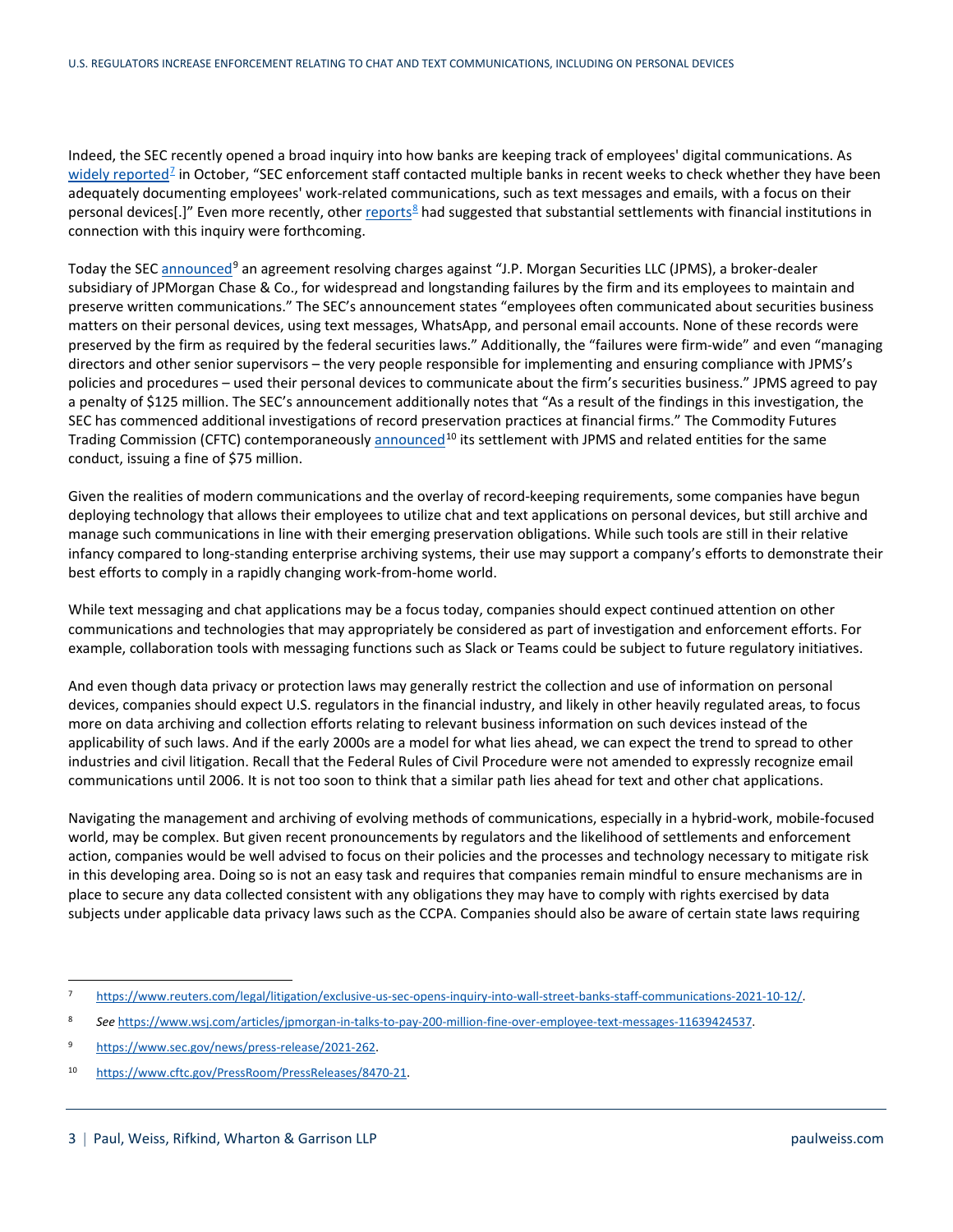Indeed, the SEC recently opened a broad inquiry into how banks are keeping track of employees' digital communications. As widely reported[7] in October, "SEC enforcement staff contacted multiple banks in recent weeks to check whether they have been adequately documenting employees' work-related communications, such as text messages and emails, with a focus on their personal devices[.]" Even more recently, other reports[8] had suggested that substantial settlements with financial institutions in connection with this inquiry were forthcoming.

Today the SEC announced[9] an agreement resolving charges against "J.P. Morgan Securities LLC (JPMS), a broker-dealer subsidiary of JPMorgan Chase & Co., for widespread and longstanding failures by the firm and its employees to maintain and preserve written communications." The SEC's announcement states "employees often communicated about securities business matters on their personal devices, using text messages, WhatsApp, and personal email accounts. None of these records were preserved by the firm as required by the federal securities laws." Additionally, the "failures were firm-wide" and even "managing directors and other senior supervisors – the very people responsible for implementing and ensuring compliance with JPMS's policies and procedures – used their personal devices to communicate about the firm's securities business." JPMS agreed to pay a penalty of $125 million. The SEC's announcement additionally notes that "As a result of the findings in this investigation, the SEC has commenced additional investigations of record preservation practices at financial firms." The Commodity Futures Trading Commission (CFTC) contemporaneously announced[10] its settlement with JPMS and related entities for the same conduct, issuing a fine of $75 million.

Given the realities of modern communications and the overlay of record-keeping requirements, some companies have begun deploying technology that allows their employees to utilize chat and text applications on personal devices, but still archive and manage such communications in line with their emerging preservation obligations. While such tools are still in their relative infancy compared to long-standing enterprise archiving systems, their use may support a company's efforts to demonstrate their best efforts to comply in a rapidly changing work-from-home world.

While text messaging and chat applications may be a focus today, companies should expect continued attention on other communications and technologies that may appropriately be considered as part of investigation and enforcement efforts. For example, collaboration tools with messaging functions such as Slack or Teams could be subject to future regulatory initiatives.

And even though data privacy or protection laws may generally restrict the collection and use of information on personal devices, companies should expect U.S. regulators in the financial industry, and likely in other heavily regulated areas, to focus more on data archiving and collection efforts relating to relevant business information on such devices instead of the applicability of such laws. And if the early 2000s are a model for what lies ahead, we can expect the trend to spread to other industries and civil litigation. Recall that the Federal Rules of Civil Procedure were not amended to expressly recognize email communications until 2006. It is not too soon to think that a similar path lies ahead for text and other chat applications.

Navigating the management and archiving of evolving methods of communications, especially in a hybrid-work, mobile-focused world, may be complex. But given recent pronouncements by regulators and the likelihood of settlements and enforcement action, companies would be well advised to focus on their policies and the processes and technology necessary to mitigate risk in this developing area. Doing so is not an easy task and requires that companies remain mindful to ensure mechanisms are in place to secure any data collected consistent with any obligations they may have to comply with rights exercised by data subjects under applicable data privacy laws such as the CCPA. Companies should also be aware of certain state laws requiring

---

7 https://www.reuters.com/legal/litigation/exclusive-us-sec-opens-inquiry-into-wall-street-banks-staff-communications-2021-10-12/.

8 *See* https://www.wsj.com/articles/jpmorgan-in-talks-to-pay-200-million-fine-over-employee-text-messages-11639424537.

9 https://www.sec.gov/news/press-release/2021-262.

10 https://www.cftc.gov/PressRoom/PressReleases/8470-21.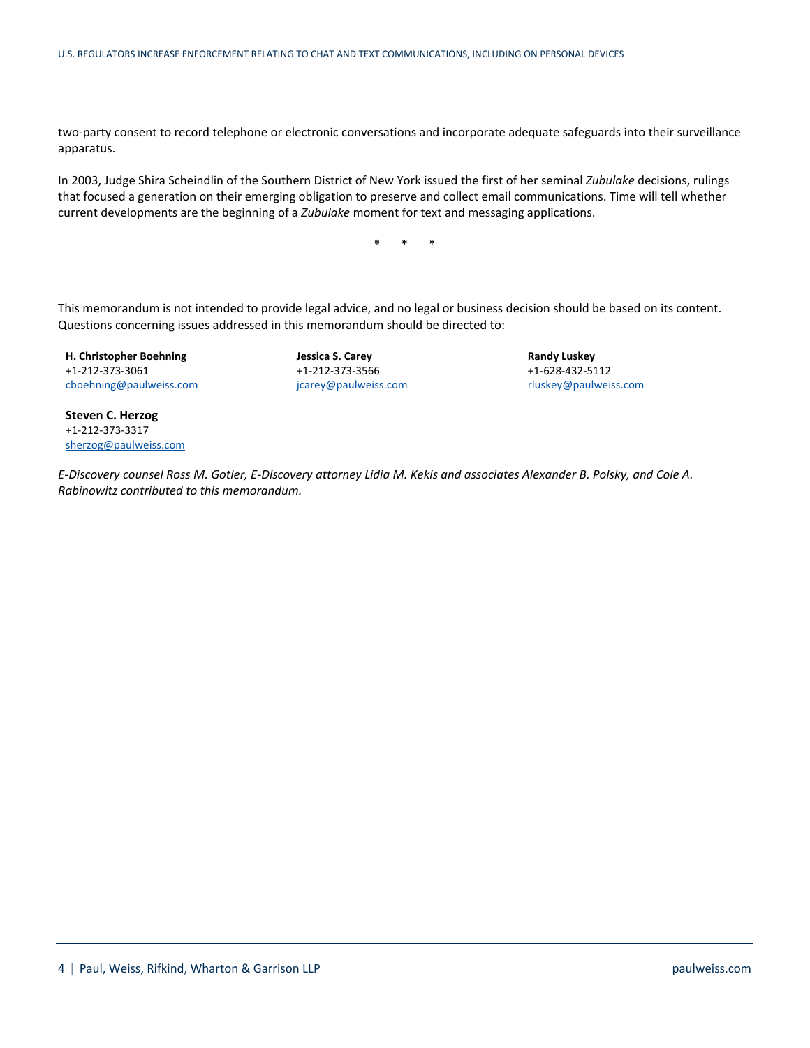two-party consent to record telephone or electronic conversations and incorporate adequate safeguards into their surveillance apparatus.

In 2003, Judge Shira Scheindlin of the Southern District of New York issued the first of her seminal *Zubulake* decisions, rulings that focused a generation on their emerging obligation to preserve and collect email communications. Time will tell whether current developments are the beginning of a *Zubulake* moment for text and messaging applications.

\* \* \*

This memorandum is not intended to provide legal advice, and no legal or business decision should be based on its content. Questions concerning issues addressed in this memorandum should be directed to:

**H. Christopher Boehning**
+1-212-373-3061
cboehning@paulweiss.com

**Jessica S. Carey**
+1-212-373-3566
jcarey@paulweiss.com

**Randy Luskey**
+1-628-432-5112
rluskey@paulweiss.com

**Steven C. Herzog**
+1-212-373-3317
sherzog@paulweiss.com

*E-Discovery counsel Ross M. Gotler, E-Discovery attorney Lidia M. Kekis and associates Alexander B. Polsky, and Cole A. Rabinowitz contributed to this memorandum.*